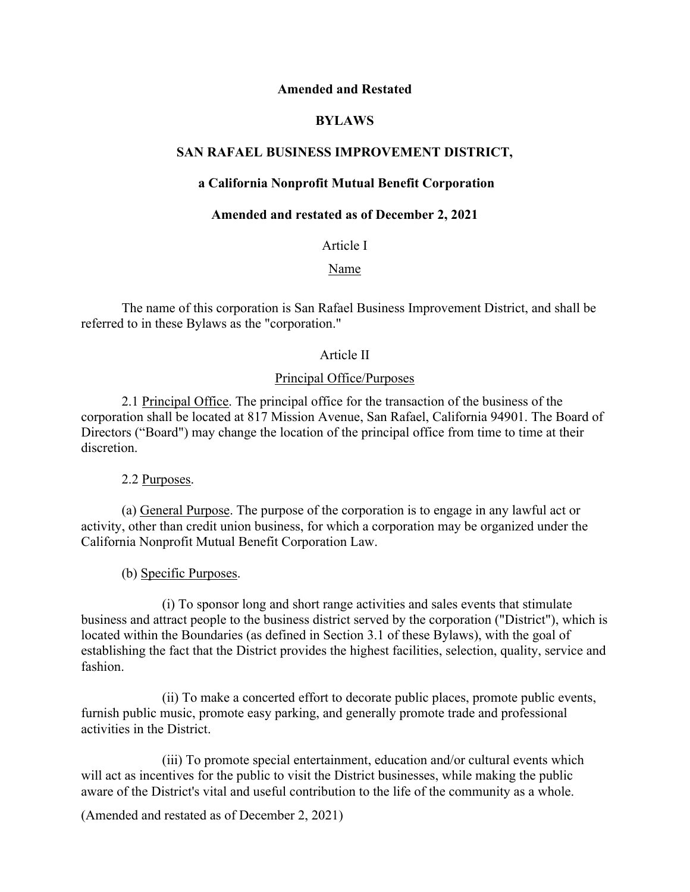**Amended and Restated**

**BYLAWS**

**SAN RAFAEL BUSINESS IMPROVEMENT DISTRICT,**

**a California Nonprofit Mutual Benefit Corporation**

**Amended and restated as of December 2, 2021**

Article I

Name

The name of this corporation is San Rafael Business Improvement District, and shall be referred to in these Bylaws as the "corporation."

Article II

Principal Office/Purposes

2.1 Principal Office. The principal office for the transaction of the business of the corporation shall be located at 817 Mission Avenue, San Rafael, California 94901. The Board of Directors ("Board") may change the location of the principal office from time to time at their discretion.

2.2 Purposes.

(a) General Purpose. The purpose of the corporation is to engage in any lawful act or activity, other than credit union business, for which a corporation may be organized under the California Nonprofit Mutual Benefit Corporation Law.

(b) Specific Purposes.

(i) To sponsor long and short range activities and sales events that stimulate business and attract people to the business district served by the corporation ("District"), which is located within the Boundaries (as defined in Section 3.1 of these Bylaws), with the goal of establishing the fact that the District provides the highest facilities, selection, quality, service and fashion.

(ii) To make a concerted effort to decorate public places, promote public events, furnish public music, promote easy parking, and generally promote trade and professional activities in the District.

(iii) To promote special entertainment, education and/or cultural events which will act as incentives for the public to visit the District businesses, while making the public aware of the District's vital and useful contribution to the life of the community as a whole.

(Amended and restated as of December 2, 2021)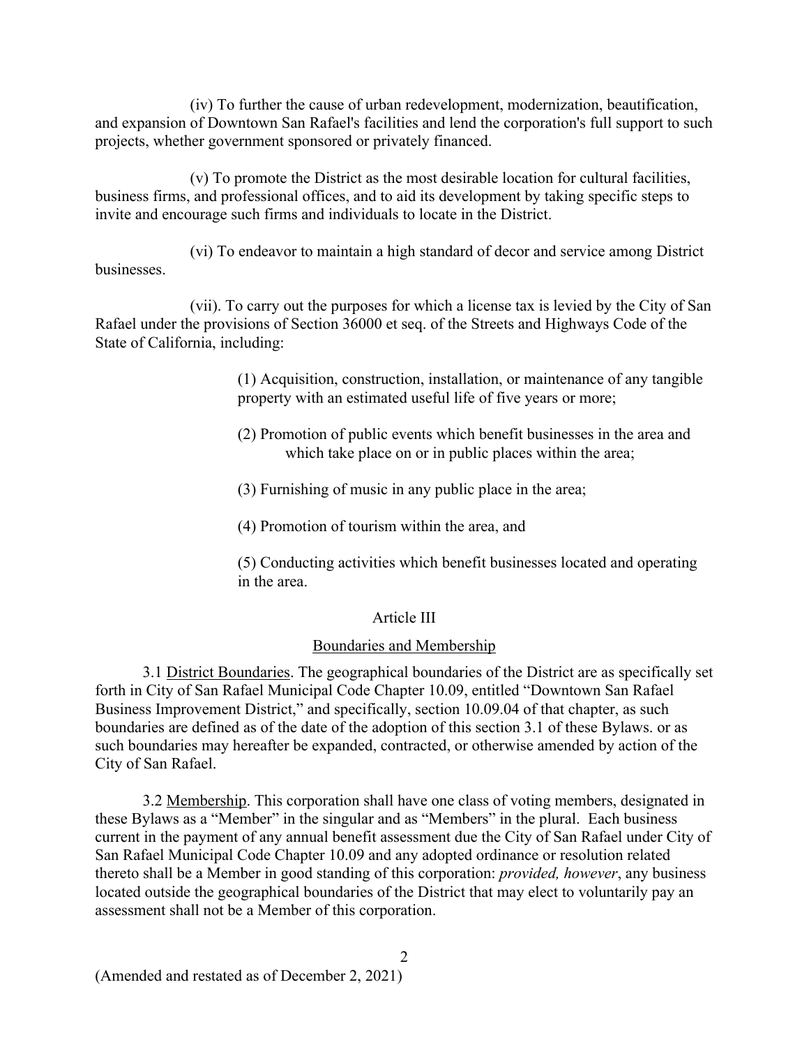(iv) To further the cause of urban redevelopment, modernization, beautification, and expansion of Downtown San Rafael's facilities and lend the corporation's full support to such projects, whether government sponsored or privately financed.

(v) To promote the District as the most desirable location for cultural facilities, business firms, and professional offices, and to aid its development by taking specific steps to invite and encourage such firms and individuals to locate in the District.

(vi) To endeavor to maintain a high standard of decor and service among District businesses.

(vii). To carry out the purposes for which a license tax is levied by the City of San Rafael under the provisions of Section 36000 et seq. of the Streets and Highways Code of the State of California, including:

> (1) Acquisition, construction, installation, or maintenance of any tangible property with an estimated useful life of five years or more;
>
> (2) Promotion of public events which benefit businesses in the area and which take place on or in public places within the area;
>
> (3) Furnishing of music in any public place in the area;
>
> (4) Promotion of tourism within the area, and
>
> (5) Conducting activities which benefit businesses located and operating in the area.

## Article III

### Boundaries and Membership

3.1 District Boundaries. The geographical boundaries of the District are as specifically set forth in City of San Rafael Municipal Code Chapter 10.09, entitled "Downtown San Rafael Business Improvement District," and specifically, section 10.09.04 of that chapter, as such boundaries are defined as of the date of the adoption of this section 3.1 of these Bylaws. or as such boundaries may hereafter be expanded, contracted, or otherwise amended by action of the City of San Rafael.

3.2 Membership. This corporation shall have one class of voting members, designated in these Bylaws as a "Member" in the singular and as "Members" in the plural. Each business current in the payment of any annual benefit assessment due the City of San Rafael under City of San Rafael Municipal Code Chapter 10.09 and any adopted ordinance or resolution related thereto shall be a Member in good standing of this corporation: *provided, however*, any business located outside the geographical boundaries of the District that may elect to voluntarily pay an assessment shall not be a Member of this corporation.

(Amended and restated as of December 2, 2021)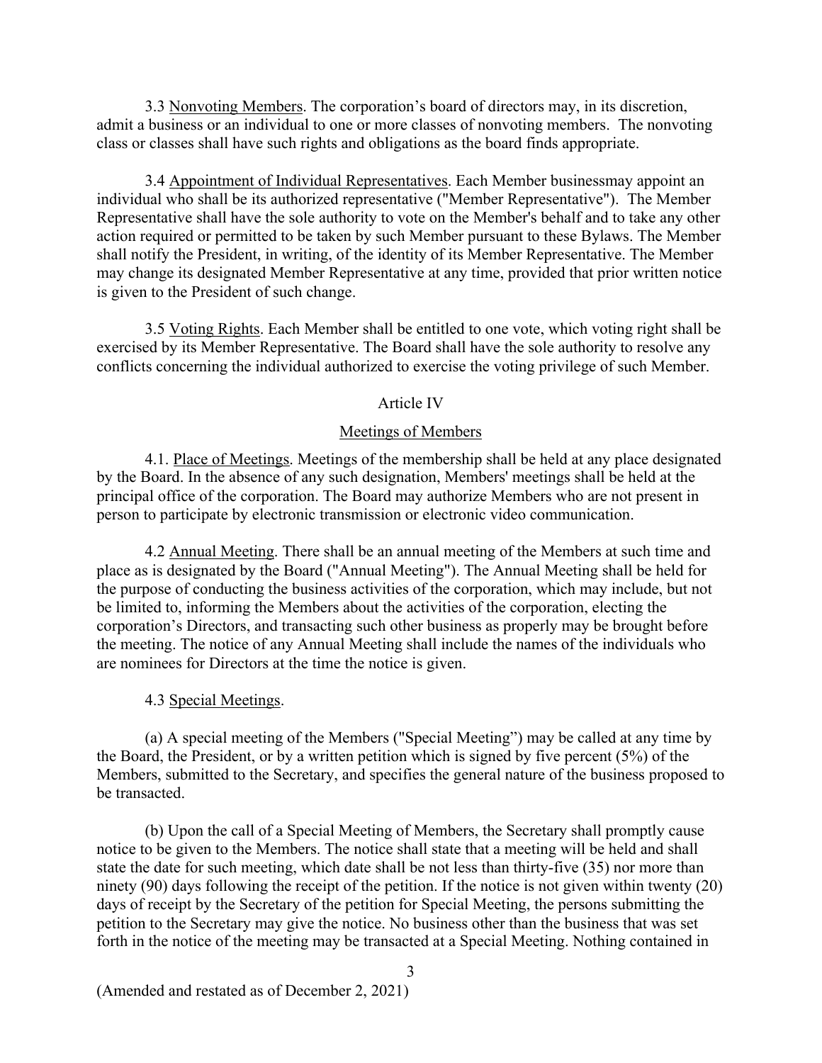3.3 Nonvoting Members. The corporation's board of directors may, in its discretion, admit a business or an individual to one or more classes of nonvoting members. The nonvoting class or classes shall have such rights and obligations as the board finds appropriate.

3.4 Appointment of Individual Representatives. Each Member businessmay appoint an individual who shall be its authorized representative ("Member Representative"). The Member Representative shall have the sole authority to vote on the Member's behalf and to take any other action required or permitted to be taken by such Member pursuant to these Bylaws. The Member shall notify the President, in writing, of the identity of its Member Representative. The Member may change its designated Member Representative at any time, provided that prior written notice is given to the President of such change.

3.5 Voting Rights. Each Member shall be entitled to one vote, which voting right shall be exercised by its Member Representative. The Board shall have the sole authority to resolve any conflicts concerning the individual authorized to exercise the voting privilege of such Member.

## Article IV

## Meetings of Members

4.1. Place of Meetings. Meetings of the membership shall be held at any place designated by the Board. In the absence of any such designation, Members' meetings shall be held at the principal office of the corporation. The Board may authorize Members who are not present in person to participate by electronic transmission or electronic video communication.

4.2 Annual Meeting. There shall be an annual meeting of the Members at such time and place as is designated by the Board ("Annual Meeting"). The Annual Meeting shall be held for the purpose of conducting the business activities of the corporation, which may include, but not be limited to, informing the Members about the activities of the corporation, electing the corporation's Directors, and transacting such other business as properly may be brought before the meeting. The notice of any Annual Meeting shall include the names of the individuals who are nominees for Directors at the time the notice is given.

4.3 Special Meetings.

(a) A special meeting of the Members ("Special Meeting") may be called at any time by the Board, the President, or by a written petition which is signed by five percent (5%) of the Members, submitted to the Secretary, and specifies the general nature of the business proposed to be transacted.

(b) Upon the call of a Special Meeting of Members, the Secretary shall promptly cause notice to be given to the Members. The notice shall state that a meeting will be held and shall state the date for such meeting, which date shall be not less than thirty-five (35) nor more than ninety (90) days following the receipt of the petition. If the notice is not given within twenty (20) days of receipt by the Secretary of the petition for Special Meeting, the persons submitting the petition to the Secretary may give the notice. No business other than the business that was set forth in the notice of the meeting may be transacted at a Special Meeting. Nothing contained in

(Amended and restated as of December 2, 2021)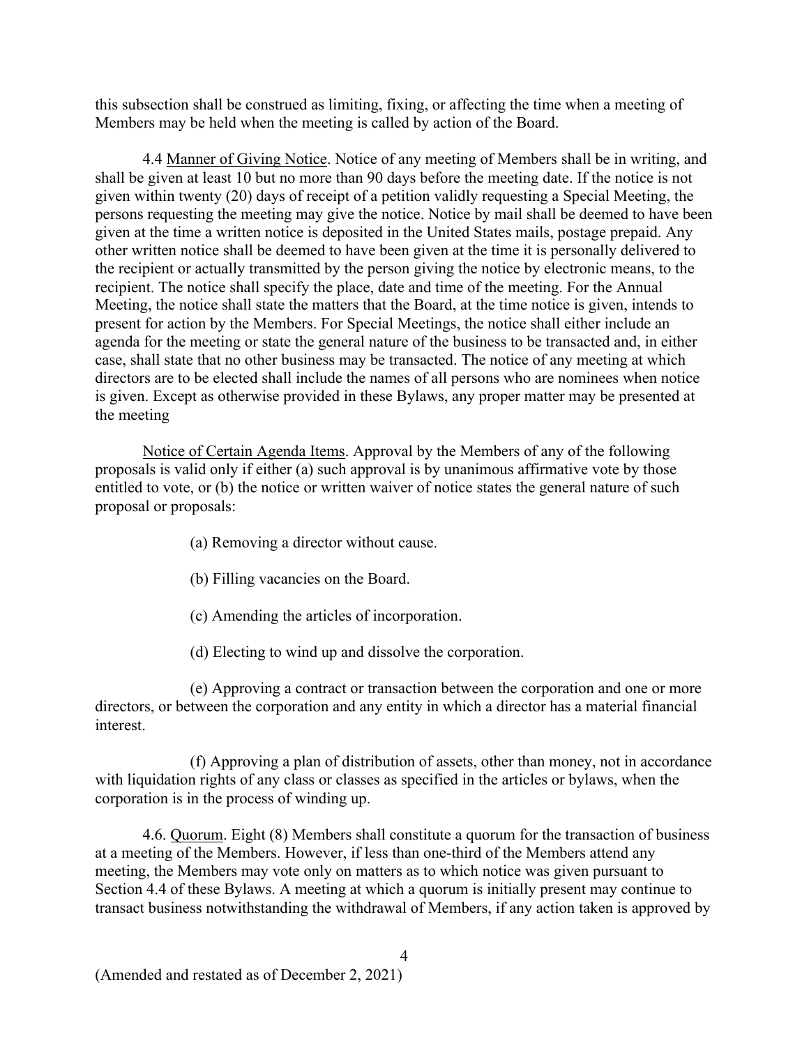this subsection shall be construed as limiting, fixing, or affecting the time when a meeting of Members may be held when the meeting is called by action of the Board.

4.4 Manner of Giving Notice. Notice of any meeting of Members shall be in writing, and shall be given at least 10 but no more than 90 days before the meeting date. If the notice is not given within twenty (20) days of receipt of a petition validly requesting a Special Meeting, the persons requesting the meeting may give the notice. Notice by mail shall be deemed to have been given at the time a written notice is deposited in the United States mails, postage prepaid. Any other written notice shall be deemed to have been given at the time it is personally delivered to the recipient or actually transmitted by the person giving the notice by electronic means, to the recipient. The notice shall specify the place, date and time of the meeting. For the Annual Meeting, the notice shall state the matters that the Board, at the time notice is given, intends to present for action by the Members. For Special Meetings, the notice shall either include an agenda for the meeting or state the general nature of the business to be transacted and, in either case, shall state that no other business may be transacted. The notice of any meeting at which directors are to be elected shall include the names of all persons who are nominees when notice is given. Except as otherwise provided in these Bylaws, any proper matter may be presented at the meeting

Notice of Certain Agenda Items. Approval by the Members of any of the following proposals is valid only if either (a) such approval is by unanimous affirmative vote by those entitled to vote, or (b) the notice or written waiver of notice states the general nature of such proposal or proposals:

(a) Removing a director without cause.

(b) Filling vacancies on the Board.

(c) Amending the articles of incorporation.

(d) Electing to wind up and dissolve the corporation.

(e) Approving a contract or transaction between the corporation and one or more directors, or between the corporation and any entity in which a director has a material financial interest.

(f) Approving a plan of distribution of assets, other than money, not in accordance with liquidation rights of any class or classes as specified in the articles or bylaws, when the corporation is in the process of winding up.

4.6. Quorum. Eight (8) Members shall constitute a quorum for the transaction of business at a meeting of the Members. However, if less than one-third of the Members attend any meeting, the Members may vote only on matters as to which notice was given pursuant to Section 4.4 of these Bylaws. A meeting at which a quorum is initially present may continue to transact business notwithstanding the withdrawal of Members, if any action taken is approved by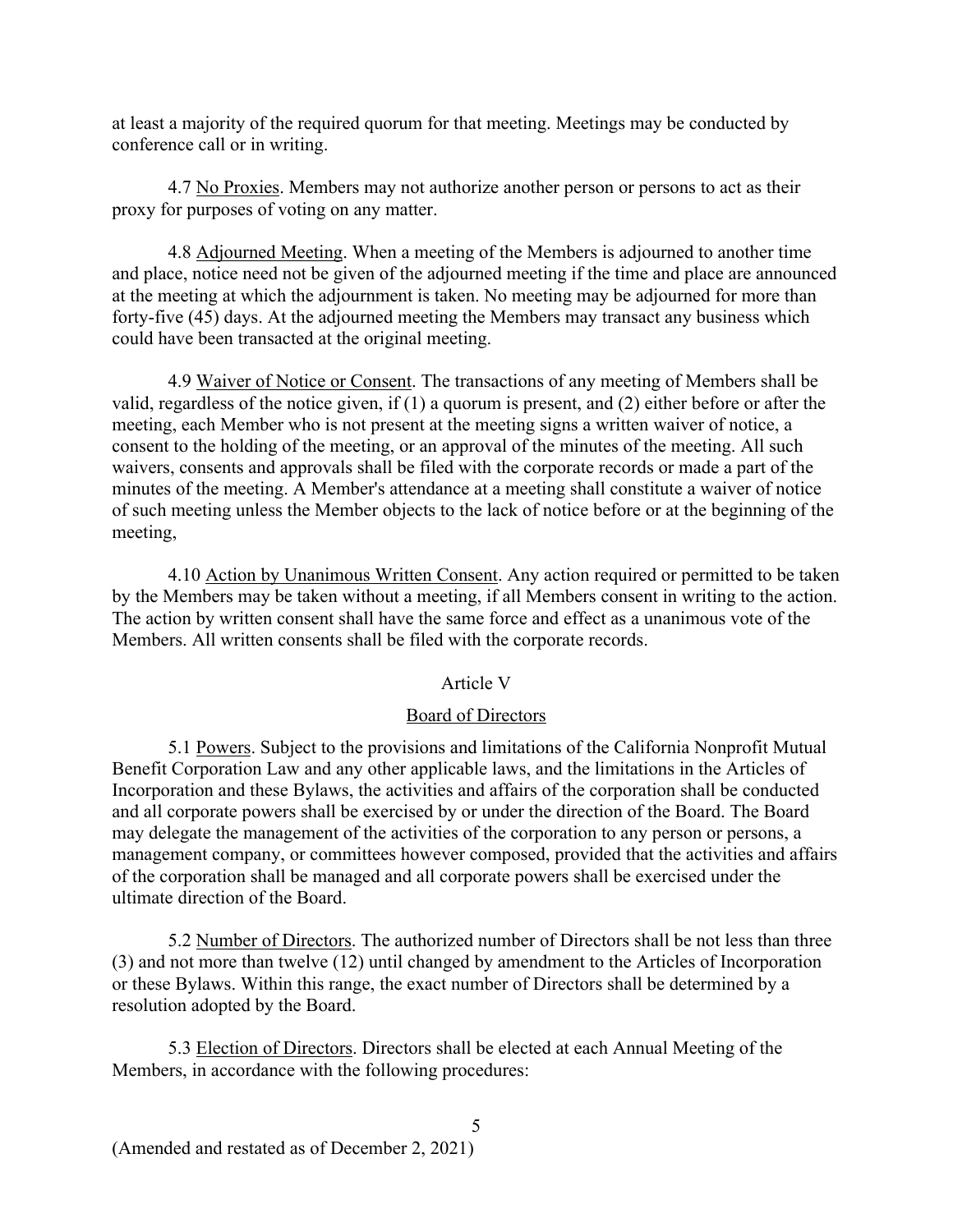at least a majority of the required quorum for that meeting. Meetings may be conducted by conference call or in writing.

4.7 No Proxies. Members may not authorize another person or persons to act as their proxy for purposes of voting on any matter.

4.8 Adjourned Meeting. When a meeting of the Members is adjourned to another time and place, notice need not be given of the adjourned meeting if the time and place are announced at the meeting at which the adjournment is taken. No meeting may be adjourned for more than forty-five (45) days. At the adjourned meeting the Members may transact any business which could have been transacted at the original meeting.

4.9 Waiver of Notice or Consent. The transactions of any meeting of Members shall be valid, regardless of the notice given, if (1) a quorum is present, and (2) either before or after the meeting, each Member who is not present at the meeting signs a written waiver of notice, a consent to the holding of the meeting, or an approval of the minutes of the meeting. All such waivers, consents and approvals shall be filed with the corporate records or made a part of the minutes of the meeting. A Member's attendance at a meeting shall constitute a waiver of notice of such meeting unless the Member objects to the lack of notice before or at the beginning of the meeting,

4.10 Action by Unanimous Written Consent. Any action required or permitted to be taken by the Members may be taken without a meeting, if all Members consent in writing to the action. The action by written consent shall have the same force and effect as a unanimous vote of the Members. All written consents shall be filed with the corporate records.

## Article V

## Board of Directors

5.1 Powers. Subject to the provisions and limitations of the California Nonprofit Mutual Benefit Corporation Law and any other applicable laws, and the limitations in the Articles of Incorporation and these Bylaws, the activities and affairs of the corporation shall be conducted and all corporate powers shall be exercised by or under the direction of the Board. The Board may delegate the management of the activities of the corporation to any person or persons, a management company, or committees however composed, provided that the activities and affairs of the corporation shall be managed and all corporate powers shall be exercised under the ultimate direction of the Board.

5.2 Number of Directors. The authorized number of Directors shall be not less than three (3) and not more than twelve (12) until changed by amendment to the Articles of Incorporation or these Bylaws. Within this range, the exact number of Directors shall be determined by a resolution adopted by the Board.

5.3 Election of Directors. Directors shall be elected at each Annual Meeting of the Members, in accordance with the following procedures:

(Amended and restated as of December 2, 2021)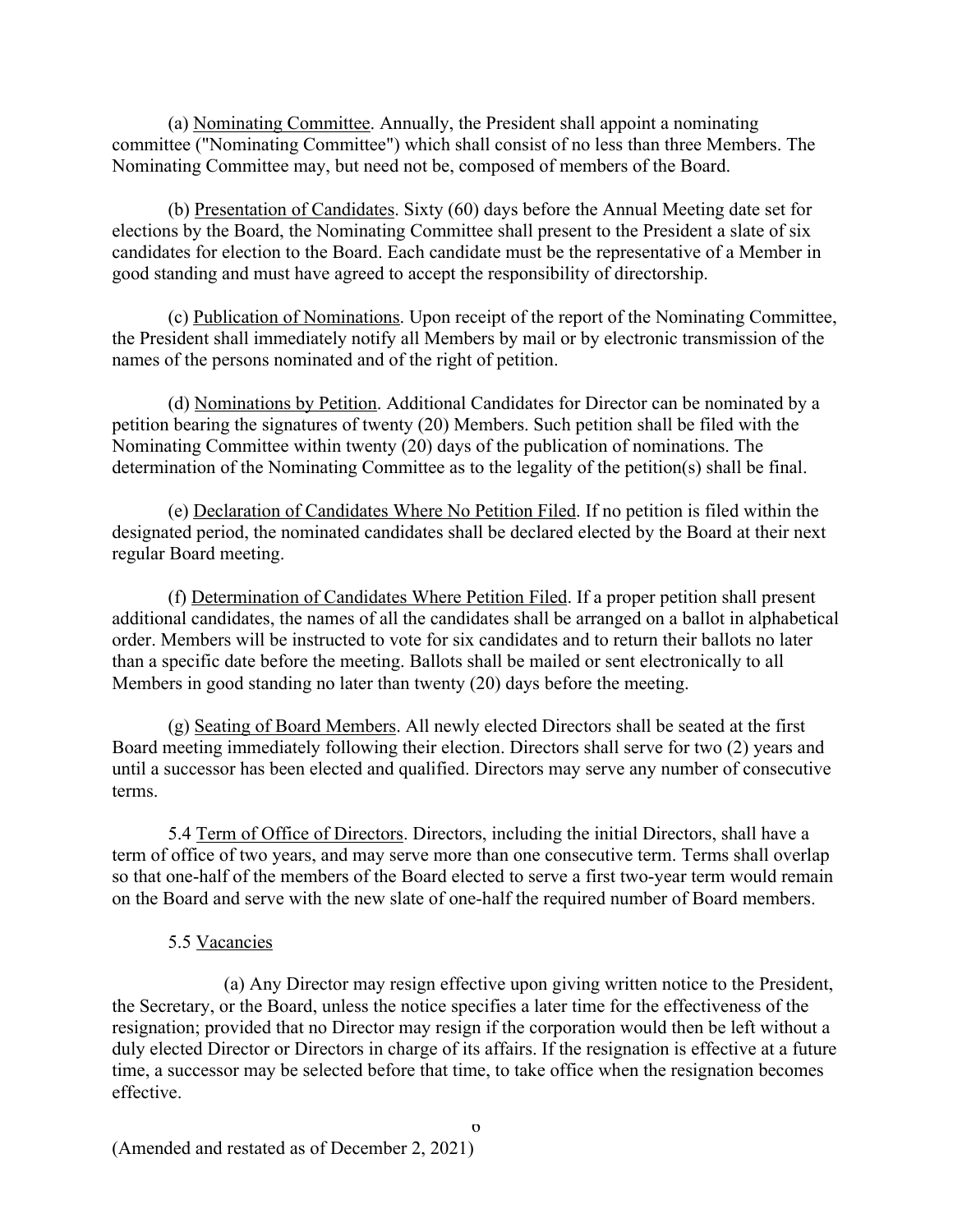(a) Nominating Committee. Annually, the President shall appoint a nominating committee ("Nominating Committee") which shall consist of no less than three Members. The Nominating Committee may, but need not be, composed of members of the Board.

(b) Presentation of Candidates. Sixty (60) days before the Annual Meeting date set for elections by the Board, the Nominating Committee shall present to the President a slate of six candidates for election to the Board. Each candidate must be the representative of a Member in good standing and must have agreed to accept the responsibility of directorship.

(c) Publication of Nominations. Upon receipt of the report of the Nominating Committee, the President shall immediately notify all Members by mail or by electronic transmission of the names of the persons nominated and of the right of petition.

(d) Nominations by Petition. Additional Candidates for Director can be nominated by a petition bearing the signatures of twenty (20) Members. Such petition shall be filed with the Nominating Committee within twenty (20) days of the publication of nominations. The determination of the Nominating Committee as to the legality of the petition(s) shall be final.

(e) Declaration of Candidates Where No Petition Filed. If no petition is filed within the designated period, the nominated candidates shall be declared elected by the Board at their next regular Board meeting.

(f) Determination of Candidates Where Petition Filed. If a proper petition shall present additional candidates, the names of all the candidates shall be arranged on a ballot in alphabetical order. Members will be instructed to vote for six candidates and to return their ballots no later than a specific date before the meeting. Ballots shall be mailed or sent electronically to all Members in good standing no later than twenty (20) days before the meeting.

(g) Seating of Board Members. All newly elected Directors shall be seated at the first Board meeting immediately following their election. Directors shall serve for two (2) years and until a successor has been elected and qualified. Directors may serve any number of consecutive terms.

5.4 Term of Office of Directors. Directors, including the initial Directors, shall have a term of office of two years, and may serve more than one consecutive term. Terms shall overlap so that one-half of the members of the Board elected to serve a first two-year term would remain on the Board and serve with the new slate of one-half the required number of Board members.

5.5 Vacancies

(a) Any Director may resign effective upon giving written notice to the President, the Secretary, or the Board, unless the notice specifies a later time for the effectiveness of the resignation; provided that no Director may resign if the corporation would then be left without a duly elected Director or Directors in charge of its affairs. If the resignation is effective at a future time, a successor may be selected before that time, to take office when the resignation becomes effective.

(Amended and restated as of December 2, 2021)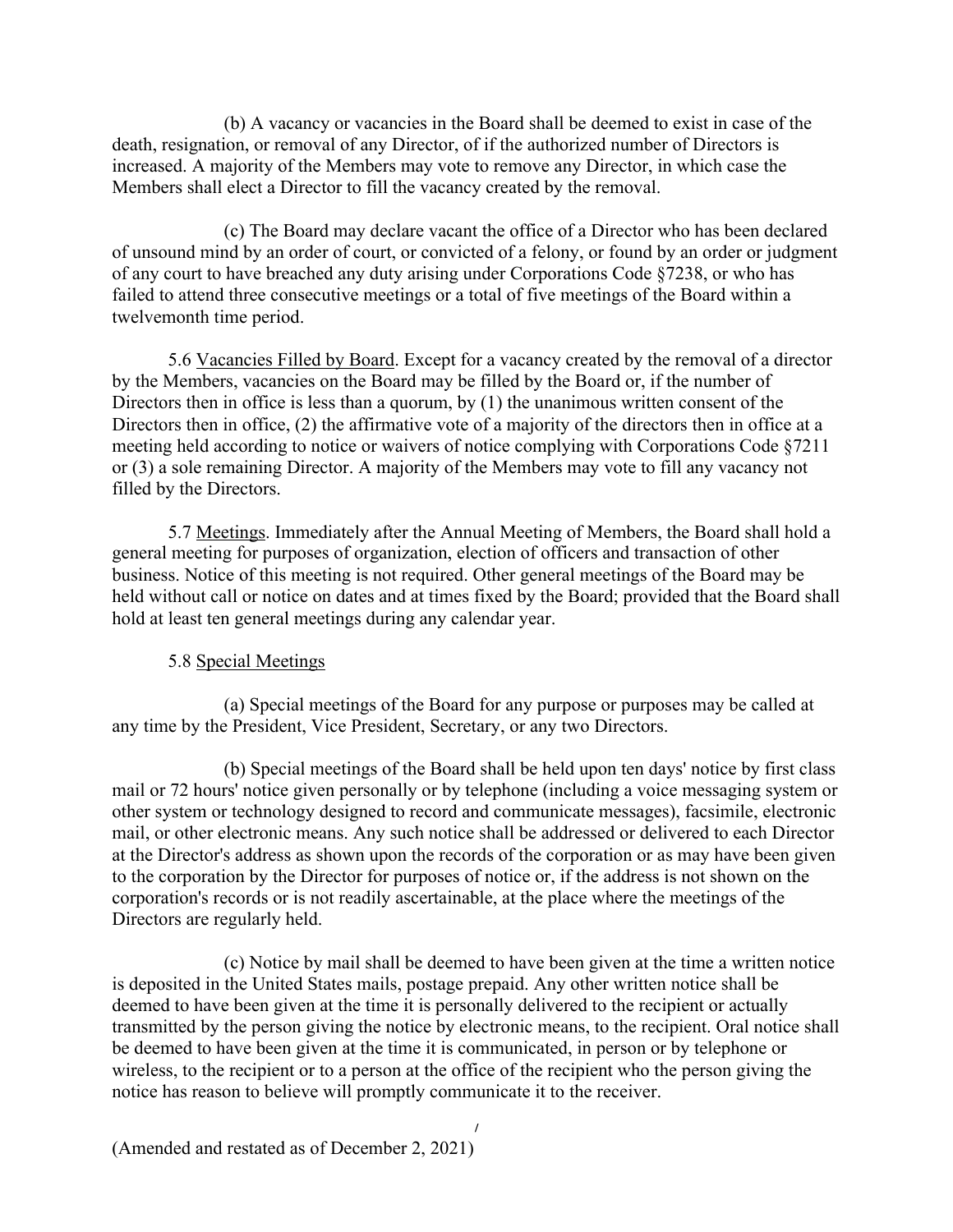(b) A vacancy or vacancies in the Board shall be deemed to exist in case of the death, resignation, or removal of any Director, of if the authorized number of Directors is increased. A majority of the Members may vote to remove any Director, in which case the Members shall elect a Director to fill the vacancy created by the removal.

(c) The Board may declare vacant the office of a Director who has been declared of unsound mind by an order of court, or convicted of a felony, or found by an order or judgment of any court to have breached any duty arising under Corporations Code §7238, or who has failed to attend three consecutive meetings or a total of five meetings of the Board within a twelvemonth time period.

5.6 Vacancies Filled by Board. Except for a vacancy created by the removal of a director by the Members, vacancies on the Board may be filled by the Board or, if the number of Directors then in office is less than a quorum, by (1) the unanimous written consent of the Directors then in office, (2) the affirmative vote of a majority of the directors then in office at a meeting held according to notice or waivers of notice complying with Corporations Code §7211 or (3) a sole remaining Director. A majority of the Members may vote to fill any vacancy not filled by the Directors.

5.7 Meetings. Immediately after the Annual Meeting of Members, the Board shall hold a general meeting for purposes of organization, election of officers and transaction of other business. Notice of this meeting is not required. Other general meetings of the Board may be held without call or notice on dates and at times fixed by the Board; provided that the Board shall hold at least ten general meetings during any calendar year.

5.8 Special Meetings

(a) Special meetings of the Board for any purpose or purposes may be called at any time by the President, Vice President, Secretary, or any two Directors.

(b) Special meetings of the Board shall be held upon ten days' notice by first class mail or 72 hours' notice given personally or by telephone (including a voice messaging system or other system or technology designed to record and communicate messages), facsimile, electronic mail, or other electronic means. Any such notice shall be addressed or delivered to each Director at the Director's address as shown upon the records of the corporation or as may have been given to the corporation by the Director for purposes of notice or, if the address is not shown on the corporation's records or is not readily ascertainable, at the place where the meetings of the Directors are regularly held.

(c) Notice by mail shall be deemed to have been given at the time a written notice is deposited in the United States mails, postage prepaid. Any other written notice shall be deemed to have been given at the time it is personally delivered to the recipient or actually transmitted by the person giving the notice by electronic means, to the recipient. Oral notice shall be deemed to have been given at the time it is communicated, in person or by telephone or wireless, to the recipient or to a person at the office of the recipient who the person giving the notice has reason to believe will promptly communicate it to the receiver.

(Amended and restated as of December 2, 2021)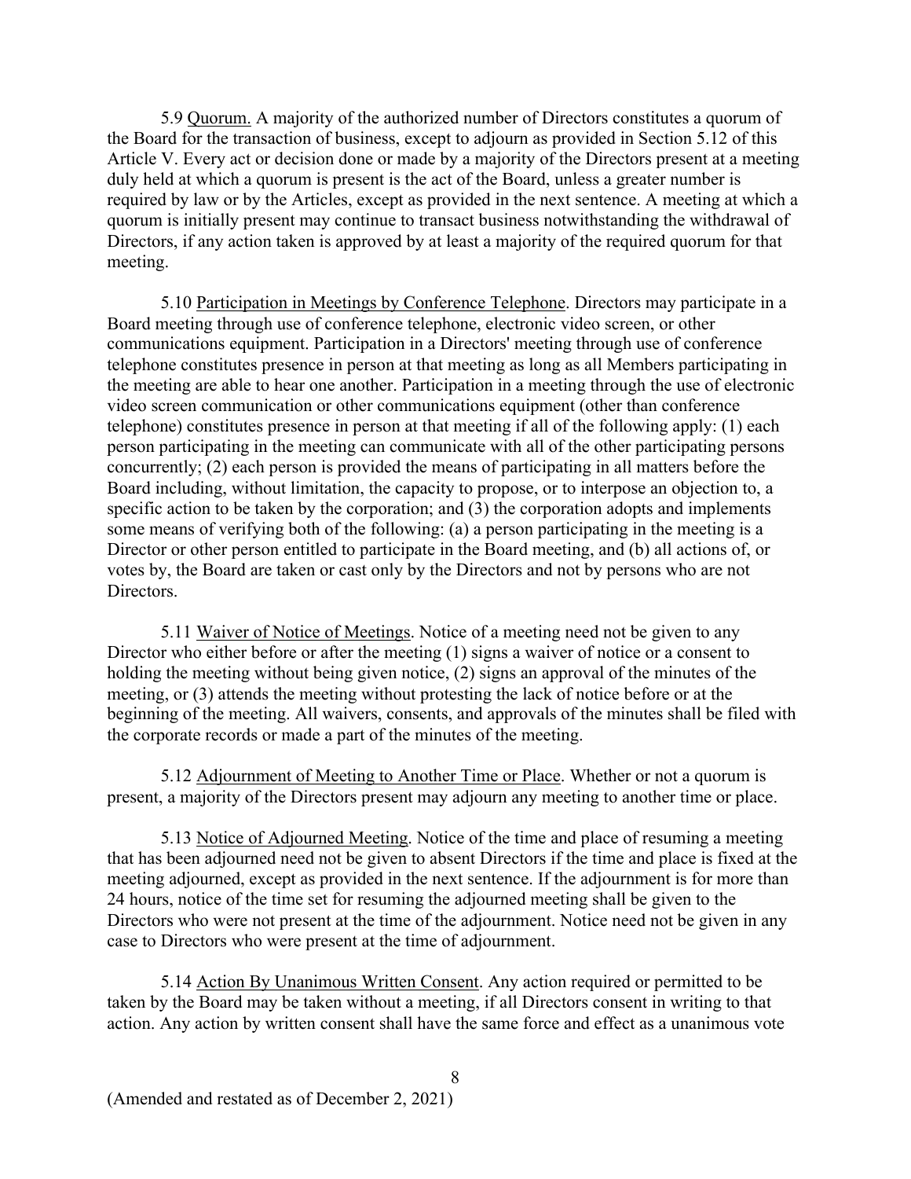5.9 Quorum. A majority of the authorized number of Directors constitutes a quorum of the Board for the transaction of business, except to adjourn as provided in Section 5.12 of this Article V. Every act or decision done or made by a majority of the Directors present at a meeting duly held at which a quorum is present is the act of the Board, unless a greater number is required by law or by the Articles, except as provided in the next sentence. A meeting at which a quorum is initially present may continue to transact business notwithstanding the withdrawal of Directors, if any action taken is approved by at least a majority of the required quorum for that meeting.

5.10 Participation in Meetings by Conference Telephone. Directors may participate in a Board meeting through use of conference telephone, electronic video screen, or other communications equipment. Participation in a Directors' meeting through use of conference telephone constitutes presence in person at that meeting as long as all Members participating in the meeting are able to hear one another. Participation in a meeting through the use of electronic video screen communication or other communications equipment (other than conference telephone) constitutes presence in person at that meeting if all of the following apply: (1) each person participating in the meeting can communicate with all of the other participating persons concurrently; (2) each person is provided the means of participating in all matters before the Board including, without limitation, the capacity to propose, or to interpose an objection to, a specific action to be taken by the corporation; and (3) the corporation adopts and implements some means of verifying both of the following: (a) a person participating in the meeting is a Director or other person entitled to participate in the Board meeting, and (b) all actions of, or votes by, the Board are taken or cast only by the Directors and not by persons who are not Directors.

5.11 Waiver of Notice of Meetings. Notice of a meeting need not be given to any Director who either before or after the meeting (1) signs a waiver of notice or a consent to holding the meeting without being given notice, (2) signs an approval of the minutes of the meeting, or (3) attends the meeting without protesting the lack of notice before or at the beginning of the meeting. All waivers, consents, and approvals of the minutes shall be filed with the corporate records or made a part of the minutes of the meeting.

5.12 Adjournment of Meeting to Another Time or Place. Whether or not a quorum is present, a majority of the Directors present may adjourn any meeting to another time or place.

5.13 Notice of Adjourned Meeting. Notice of the time and place of resuming a meeting that has been adjourned need not be given to absent Directors if the time and place is fixed at the meeting adjourned, except as provided in the next sentence. If the adjournment is for more than 24 hours, notice of the time set for resuming the adjourned meeting shall be given to the Directors who were not present at the time of the adjournment. Notice need not be given in any case to Directors who were present at the time of adjournment.

5.14 Action By Unanimous Written Consent. Any action required or permitted to be taken by the Board may be taken without a meeting, if all Directors consent in writing to that action. Any action by written consent shall have the same force and effect as a unanimous vote

(Amended and restated as of December 2, 2021)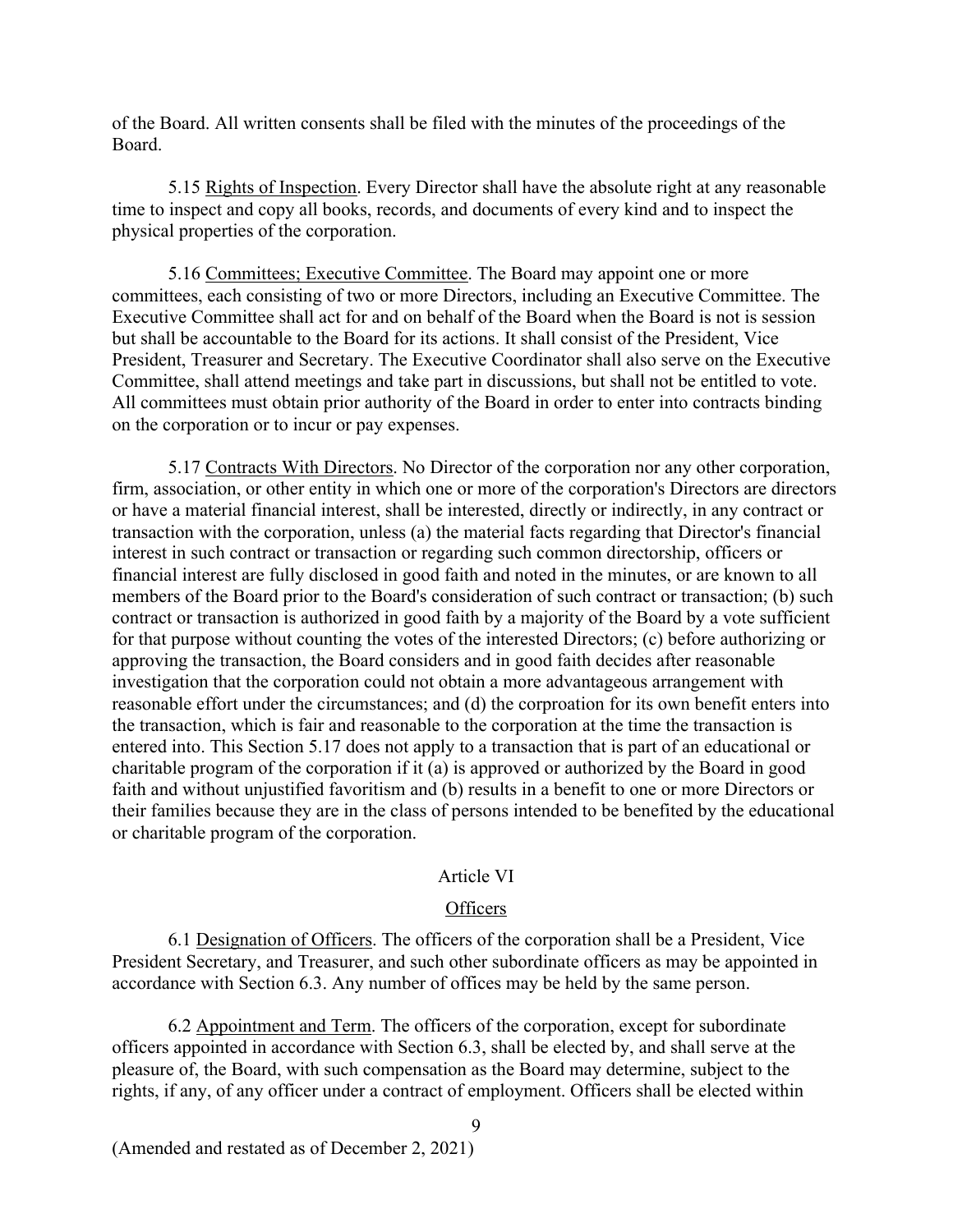of the Board. All written consents shall be filed with the minutes of the proceedings of the Board.

5.15 Rights of Inspection. Every Director shall have the absolute right at any reasonable time to inspect and copy all books, records, and documents of every kind and to inspect the physical properties of the corporation.

5.16 Committees; Executive Committee. The Board may appoint one or more committees, each consisting of two or more Directors, including an Executive Committee. The Executive Committee shall act for and on behalf of the Board when the Board is not is session but shall be accountable to the Board for its actions. It shall consist of the President, Vice President, Treasurer and Secretary. The Executive Coordinator shall also serve on the Executive Committee, shall attend meetings and take part in discussions, but shall not be entitled to vote. All committees must obtain prior authority of the Board in order to enter into contracts binding on the corporation or to incur or pay expenses.

5.17 Contracts With Directors. No Director of the corporation nor any other corporation, firm, association, or other entity in which one or more of the corporation's Directors are directors or have a material financial interest, shall be interested, directly or indirectly, in any contract or transaction with the corporation, unless (a) the material facts regarding that Director's financial interest in such contract or transaction or regarding such common directorship, officers or financial interest are fully disclosed in good faith and noted in the minutes, or are known to all members of the Board prior to the Board's consideration of such contract or transaction; (b) such contract or transaction is authorized in good faith by a majority of the Board by a vote sufficient for that purpose without counting the votes of the interested Directors; (c) before authorizing or approving the transaction, the Board considers and in good faith decides after reasonable investigation that the corporation could not obtain a more advantageous arrangement with reasonable effort under the circumstances; and (d) the corproation for its own benefit enters into the transaction, which is fair and reasonable to the corporation at the time the transaction is entered into. This Section 5.17 does not apply to a transaction that is part of an educational or charitable program of the corporation if it (a) is approved or authorized by the Board in good faith and without unjustified favoritism and (b) results in a benefit to one or more Directors or their families because they are in the class of persons intended to be benefited by the educational or charitable program of the corporation.

## Article VI

## Officers

6.1 Designation of Officers. The officers of the corporation shall be a President, Vice President Secretary, and Treasurer, and such other subordinate officers as may be appointed in accordance with Section 6.3. Any number of offices may be held by the same person.

6.2 Appointment and Term. The officers of the corporation, except for subordinate officers appointed in accordance with Section 6.3, shall be elected by, and shall serve at the pleasure of, the Board, with such compensation as the Board may determine, subject to the rights, if any, of any officer under a contract of employment. Officers shall be elected within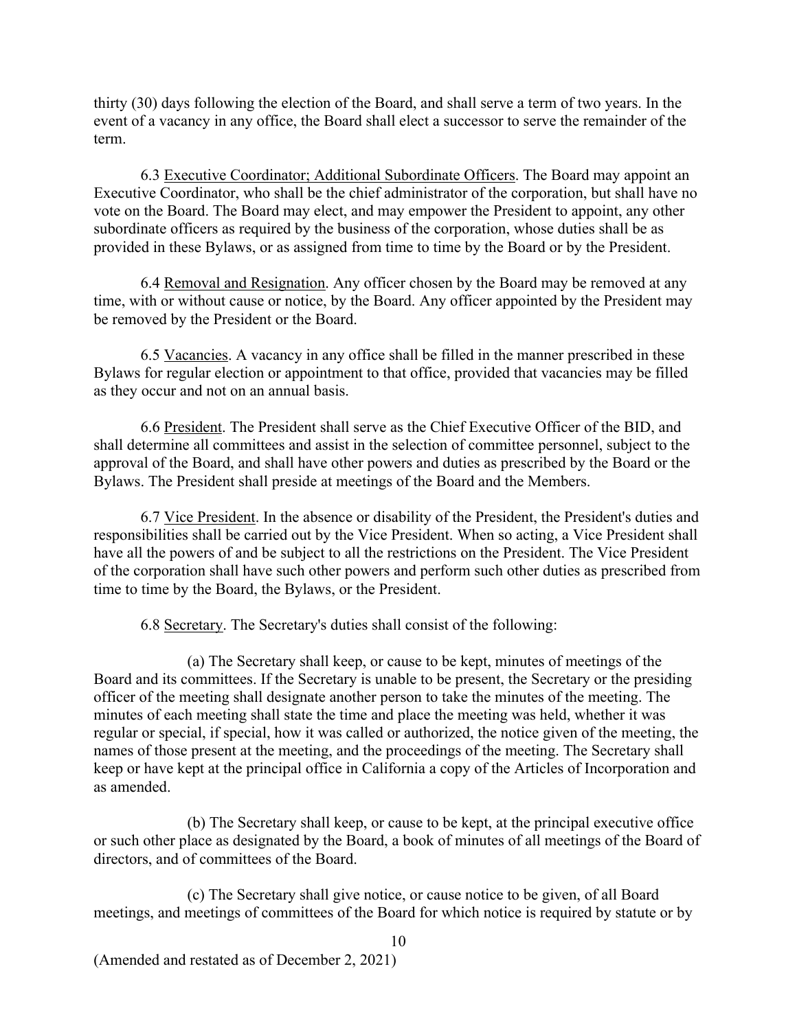thirty (30) days following the election of the Board, and shall serve a term of two years. In the event of a vacancy in any office, the Board shall elect a successor to serve the remainder of the term.

6.3 Executive Coordinator; Additional Subordinate Officers. The Board may appoint an Executive Coordinator, who shall be the chief administrator of the corporation, but shall have no vote on the Board. The Board may elect, and may empower the President to appoint, any other subordinate officers as required by the business of the corporation, whose duties shall be as provided in these Bylaws, or as assigned from time to time by the Board or by the President.

6.4 Removal and Resignation. Any officer chosen by the Board may be removed at any time, with or without cause or notice, by the Board. Any officer appointed by the President may be removed by the President or the Board.

6.5 Vacancies. A vacancy in any office shall be filled in the manner prescribed in these Bylaws for regular election or appointment to that office, provided that vacancies may be filled as they occur and not on an annual basis.

6.6 President. The President shall serve as the Chief Executive Officer of the BID, and shall determine all committees and assist in the selection of committee personnel, subject to the approval of the Board, and shall have other powers and duties as prescribed by the Board or the Bylaws. The President shall preside at meetings of the Board and the Members.

6.7 Vice President. In the absence or disability of the President, the President's duties and responsibilities shall be carried out by the Vice President. When so acting, a Vice President shall have all the powers of and be subject to all the restrictions on the President. The Vice President of the corporation shall have such other powers and perform such other duties as prescribed from time to time by the Board, the Bylaws, or the President.

6.8 Secretary. The Secretary's duties shall consist of the following:

(a) The Secretary shall keep, or cause to be kept, minutes of meetings of the Board and its committees. If the Secretary is unable to be present, the Secretary or the presiding officer of the meeting shall designate another person to take the minutes of the meeting. The minutes of each meeting shall state the time and place the meeting was held, whether it was regular or special, if special, how it was called or authorized, the notice given of the meeting, the names of those present at the meeting, and the proceedings of the meeting. The Secretary shall keep or have kept at the principal office in California a copy of the Articles of Incorporation and as amended.

(b) The Secretary shall keep, or cause to be kept, at the principal executive office or such other place as designated by the Board, a book of minutes of all meetings of the Board of directors, and of committees of the Board.

(c) The Secretary shall give notice, or cause notice to be given, of all Board meetings, and meetings of committees of the Board for which notice is required by statute or by

(Amended and restated as of December 2, 2021)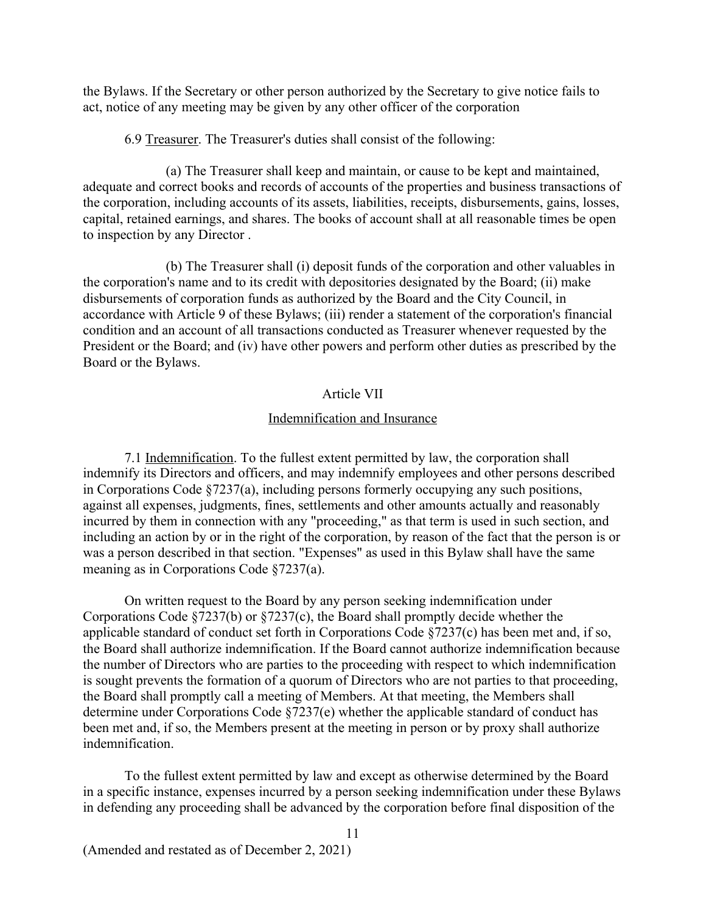the Bylaws. If the Secretary or other person authorized by the Secretary to give notice fails to act, notice of any meeting may be given by any other officer of the corporation

6.9 Treasurer. The Treasurer's duties shall consist of the following:

(a) The Treasurer shall keep and maintain, or cause to be kept and maintained, adequate and correct books and records of accounts of the properties and business transactions of the corporation, including accounts of its assets, liabilities, receipts, disbursements, gains, losses, capital, retained earnings, and shares. The books of account shall at all reasonable times be open to inspection by any Director .

(b) The Treasurer shall (i) deposit funds of the corporation and other valuables in the corporation's name and to its credit with depositories designated by the Board; (ii) make disbursements of corporation funds as authorized by the Board and the City Council, in accordance with Article 9 of these Bylaws; (iii) render a statement of the corporation's financial condition and an account of all transactions conducted as Treasurer whenever requested by the President or the Board; and (iv) have other powers and perform other duties as prescribed by the Board or the Bylaws.

## Article VII

## Indemnification and Insurance

7.1 Indemnification. To the fullest extent permitted by law, the corporation shall indemnify its Directors and officers, and may indemnify employees and other persons described in Corporations Code §7237(a), including persons formerly occupying any such positions, against all expenses, judgments, fines, settlements and other amounts actually and reasonably incurred by them in connection with any "proceeding," as that term is used in such section, and including an action by or in the right of the corporation, by reason of the fact that the person is or was a person described in that section. "Expenses" as used in this Bylaw shall have the same meaning as in Corporations Code §7237(a).

On written request to the Board by any person seeking indemnification under Corporations Code §7237(b) or §7237(c), the Board shall promptly decide whether the applicable standard of conduct set forth in Corporations Code §7237(c) has been met and, if so, the Board shall authorize indemnification. If the Board cannot authorize indemnification because the number of Directors who are parties to the proceeding with respect to which indemnification is sought prevents the formation of a quorum of Directors who are not parties to that proceeding, the Board shall promptly call a meeting of Members. At that meeting, the Members shall determine under Corporations Code §7237(e) whether the applicable standard of conduct has been met and, if so, the Members present at the meeting in person or by proxy shall authorize indemnification.

To the fullest extent permitted by law and except as otherwise determined by the Board in a specific instance, expenses incurred by a person seeking indemnification under these Bylaws in defending any proceeding shall be advanced by the corporation before final disposition of the

(Amended and restated as of December 2, 2021)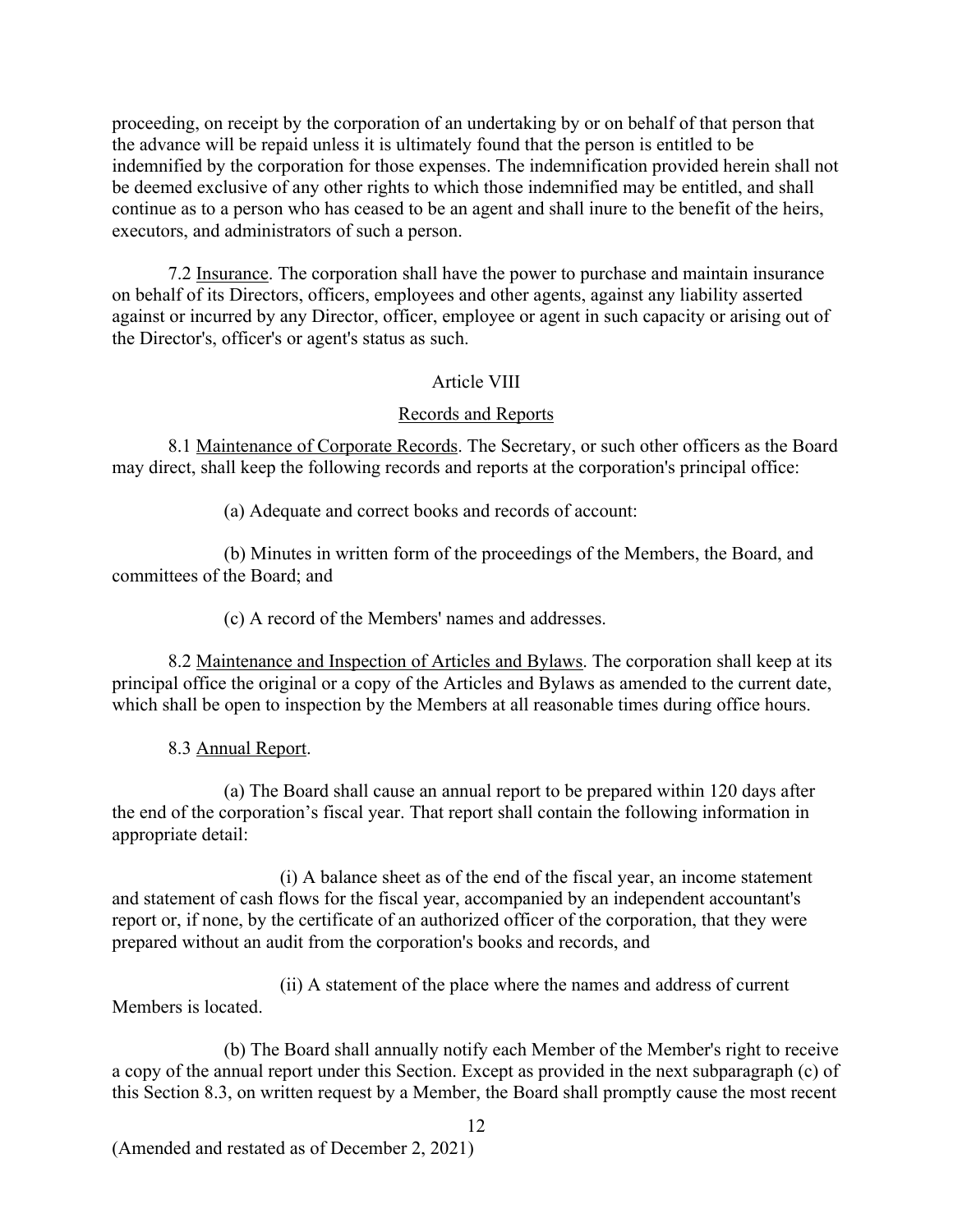proceeding, on receipt by the corporation of an undertaking by or on behalf of that person that the advance will be repaid unless it is ultimately found that the person is entitled to be indemnified by the corporation for those expenses. The indemnification provided herein shall not be deemed exclusive of any other rights to which those indemnified may be entitled, and shall continue as to a person who has ceased to be an agent and shall inure to the benefit of the heirs, executors, and administrators of such a person.

7.2 Insurance. The corporation shall have the power to purchase and maintain insurance on behalf of its Directors, officers, employees and other agents, against any liability asserted against or incurred by any Director, officer, employee or agent in such capacity or arising out of the Director's, officer's or agent's status as such.

## Article VIII

## Records and Reports

8.1 Maintenance of Corporate Records. The Secretary, or such other officers as the Board may direct, shall keep the following records and reports at the corporation's principal office:

(a) Adequate and correct books and records of account:

(b) Minutes in written form of the proceedings of the Members, the Board, and committees of the Board; and

(c) A record of the Members' names and addresses.

8.2 Maintenance and Inspection of Articles and Bylaws. The corporation shall keep at its principal office the original or a copy of the Articles and Bylaws as amended to the current date, which shall be open to inspection by the Members at all reasonable times during office hours.

8.3 Annual Report.

(a) The Board shall cause an annual report to be prepared within 120 days after the end of the corporation's fiscal year. That report shall contain the following information in appropriate detail:

(i) A balance sheet as of the end of the fiscal year, an income statement and statement of cash flows for the fiscal year, accompanied by an independent accountant's report or, if none, by the certificate of an authorized officer of the corporation, that they were prepared without an audit from the corporation's books and records, and

(ii) A statement of the place where the names and address of current Members is located.

(b) The Board shall annually notify each Member of the Member's right to receive a copy of the annual report under this Section. Except as provided in the next subparagraph (c) of this Section 8.3, on written request by a Member, the Board shall promptly cause the most recent

(Amended and restated as of December 2, 2021)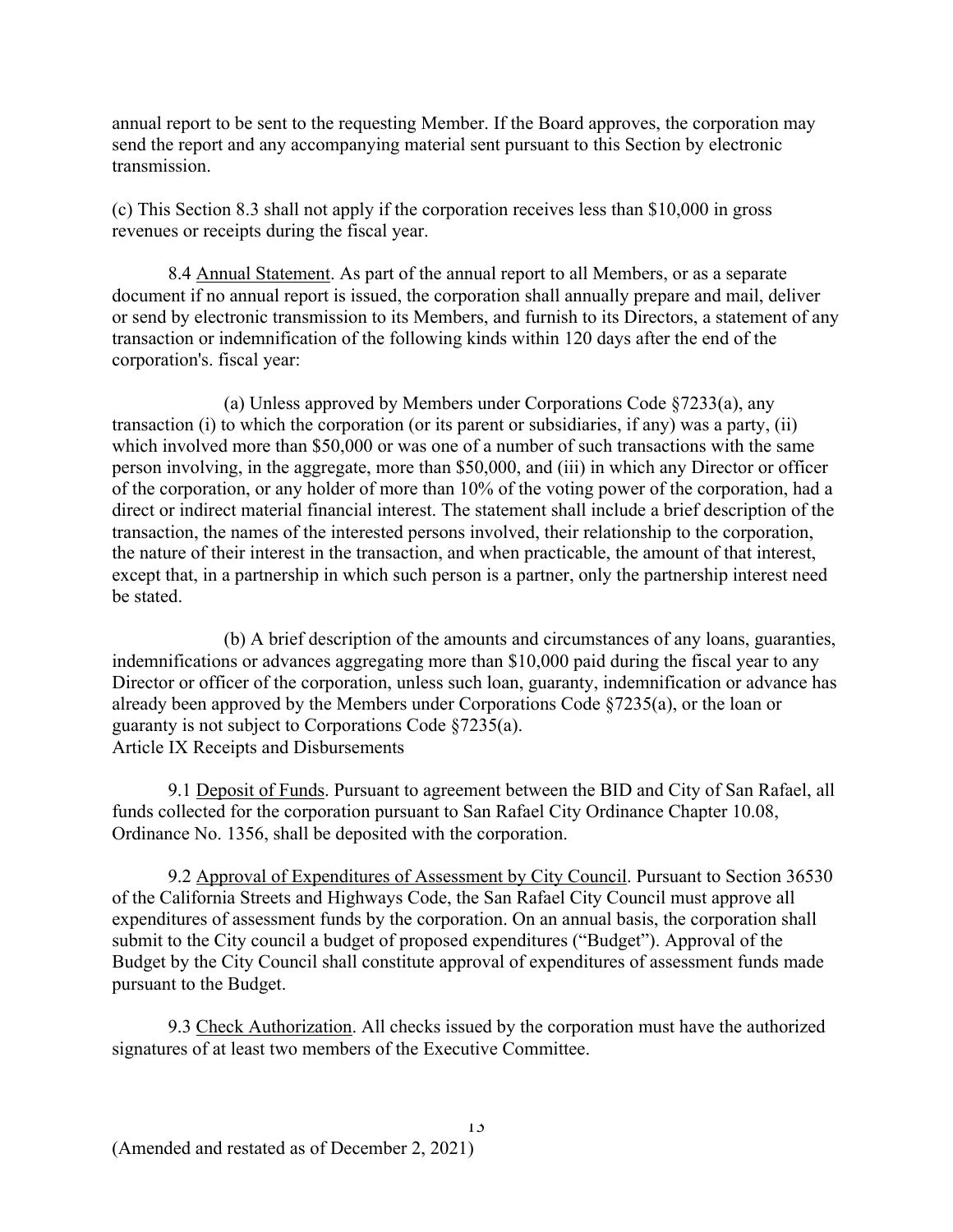annual report to be sent to the requesting Member. If the Board approves, the corporation may send the report and any accompanying material sent pursuant to this Section by electronic transmission.

(c) This Section 8.3 shall not apply if the corporation receives less than $10,000 in gross revenues or receipts during the fiscal year.

8.4 Annual Statement. As part of the annual report to all Members, or as a separate document if no annual report is issued, the corporation shall annually prepare and mail, deliver or send by electronic transmission to its Members, and furnish to its Directors, a statement of any transaction or indemnification of the following kinds within 120 days after the end of the corporation's. fiscal year:

(a) Unless approved by Members under Corporations Code §7233(a), any transaction (i) to which the corporation (or its parent or subsidiaries, if any) was a party, (ii) which involved more than $50,000 or was one of a number of such transactions with the same person involving, in the aggregate, more than $50,000, and (iii) in which any Director or officer of the corporation, or any holder of more than 10% of the voting power of the corporation, had a direct or indirect material financial interest. The statement shall include a brief description of the transaction, the names of the interested persons involved, their relationship to the corporation, the nature of their interest in the transaction, and when practicable, the amount of that interest, except that, in a partnership in which such person is a partner, only the partnership interest need be stated.

(b) A brief description of the amounts and circumstances of any loans, guaranties, indemnifications or advances aggregating more than $10,000 paid during the fiscal year to any Director or officer of the corporation, unless such loan, guaranty, indemnification or advance has already been approved by the Members under Corporations Code §7235(a), or the loan or guaranty is not subject to Corporations Code §7235(a).

## Article IX Receipts and Disbursements

9.1 Deposit of Funds. Pursuant to agreement between the BID and City of San Rafael, all funds collected for the corporation pursuant to San Rafael City Ordinance Chapter 10.08, Ordinance No. 1356, shall be deposited with the corporation.

9.2 Approval of Expenditures of Assessment by City Council. Pursuant to Section 36530 of the California Streets and Highways Code, the San Rafael City Council must approve all expenditures of assessment funds by the corporation. On an annual basis, the corporation shall submit to the City council a budget of proposed expenditures ("Budget"). Approval of the Budget by the City Council shall constitute approval of expenditures of assessment funds made pursuant to the Budget.

9.3 Check Authorization. All checks issued by the corporation must have the authorized signatures of at least two members of the Executive Committee.

(Amended and restated as of December 2, 2021)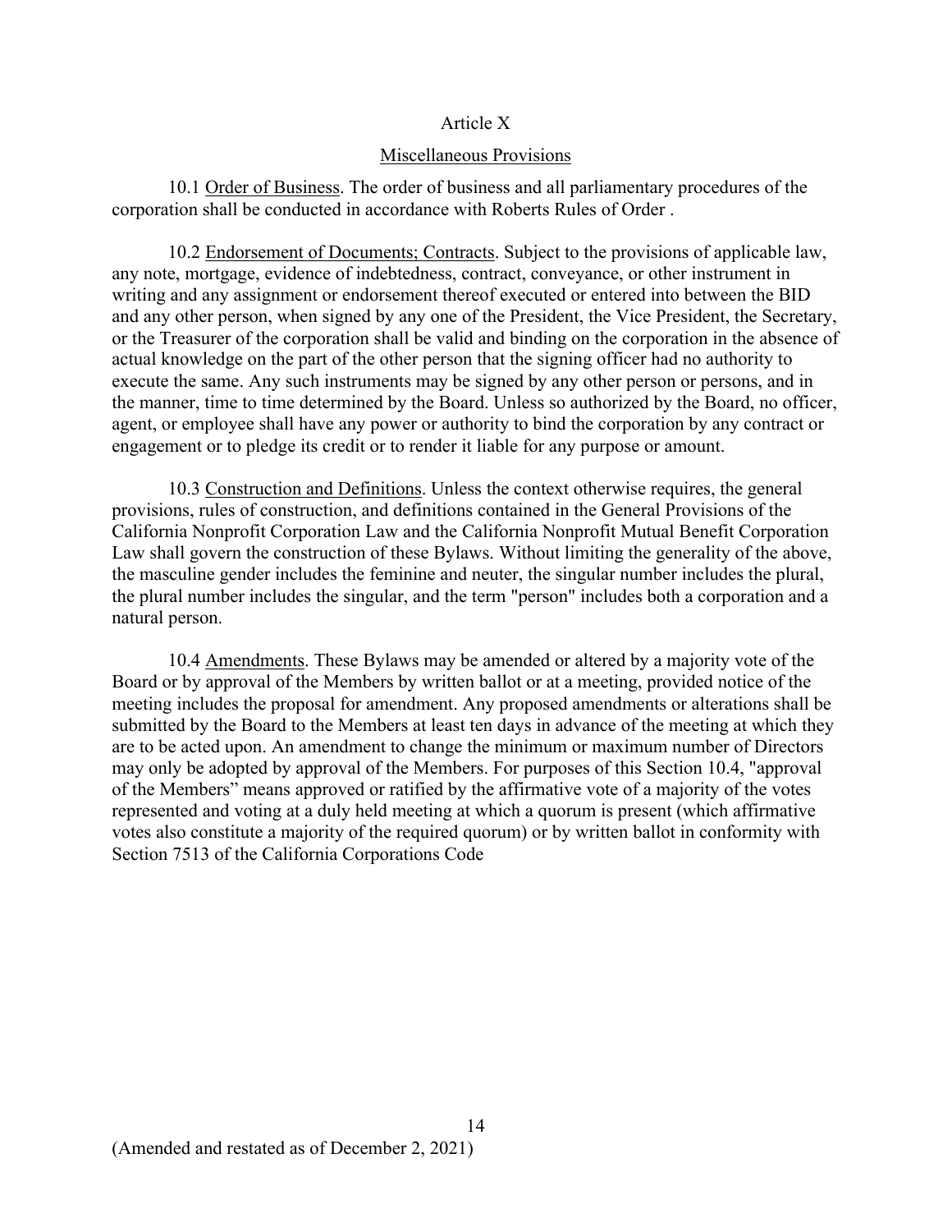# Article X

## Miscellaneous Provisions

10.1 Order of Business. The order of business and all parliamentary procedures of the corporation shall be conducted in accordance with Roberts Rules of Order .

10.2 Endorsement of Documents; Contracts. Subject to the provisions of applicable law, any note, mortgage, evidence of indebtedness, contract, conveyance, or other instrument in writing and any assignment or endorsement thereof executed or entered into between the BID and any other person, when signed by any one of the President, the Vice President, the Secretary, or the Treasurer of the corporation shall be valid and binding on the corporation in the absence of actual knowledge on the part of the other person that the signing officer had no authority to execute the same. Any such instruments may be signed by any other person or persons, and in the manner, time to time determined by the Board. Unless so authorized by the Board, no officer, agent, or employee shall have any power or authority to bind the corporation by any contract or engagement or to pledge its credit or to render it liable for any purpose or amount.

10.3 Construction and Definitions. Unless the context otherwise requires, the general provisions, rules of construction, and definitions contained in the General Provisions of the California Nonprofit Corporation Law and the California Nonprofit Mutual Benefit Corporation Law shall govern the construction of these Bylaws. Without limiting the generality of the above, the masculine gender includes the feminine and neuter, the singular number includes the plural, the plural number includes the singular, and the term "person" includes both a corporation and a natural person.

10.4 Amendments. These Bylaws may be amended or altered by a majority vote of the Board or by approval of the Members by written ballot or at a meeting, provided notice of the meeting includes the proposal for amendment. Any proposed amendments or alterations shall be submitted by the Board to the Members at least ten days in advance of the meeting at which they are to be acted upon. An amendment to change the minimum or maximum number of Directors may only be adopted by approval of the Members. For purposes of this Section 10.4, "approval of the Members" means approved or ratified by the affirmative vote of a majority of the votes represented and voting at a duly held meeting at which a quorum is present (which affirmative votes also constitute a majority of the required quorum) or by written ballot in conformity with Section 7513 of the California Corporations Code

(Amended and restated as of December 2, 2021)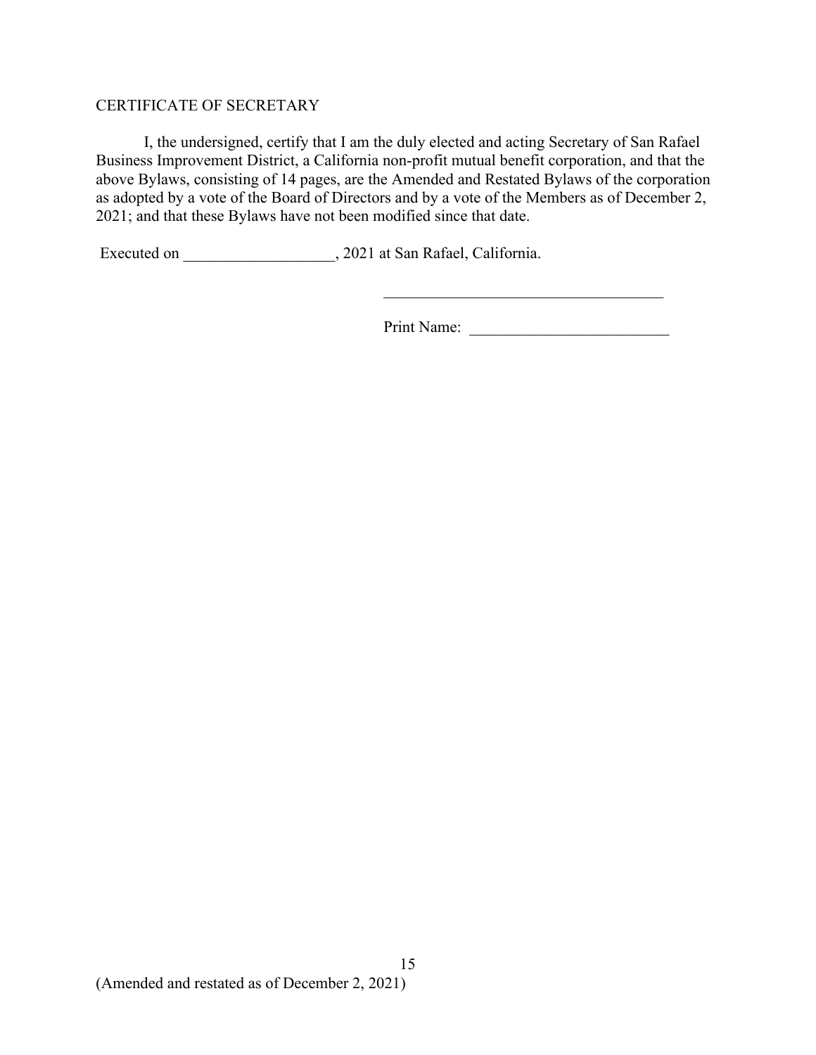CERTIFICATE OF SECRETARY

I, the undersigned, certify that I am the duly elected and acting Secretary of San Rafael Business Improvement District, a California non-profit mutual benefit corporation, and that the above Bylaws, consisting of 14 pages, are the Amended and Restated Bylaws of the corporation as adopted by a vote of the Board of Directors and by a vote of the Members as of December 2, 2021; and that these Bylaws have not been modified since that date.

Executed on ___________________, 2021 at San Rafael, California.

____________________________________

Print Name: _________________________

(Amended and restated as of December 2, 2021)